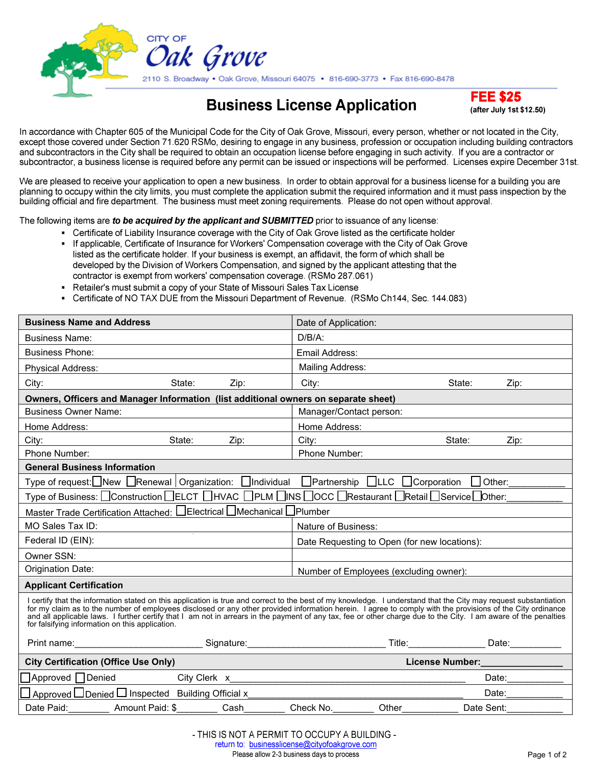CITY OF

# Oak Grove

2110 S. Broadway • Oak Grove, Missouri 64075 • 816-690-3773 • Fax 816-690-8478

## Business License Application

**FEE $25**
**(after July 1st $12.50)**

In accordance with Chapter 605 of the Municipal Code for the City of Oak Grove, Missouri, every person, whether or not located in the City, except those covered under Section 71.620 RSMo, desiring to engage in any business, profession or occupation including building contractors and subcontractors in the City shall be required to obtain an occupation license before engaging in such activity. If you are a contractor or subcontractor, a business license is required before any permit can be issued or inspections will be performed. Licenses expire December 31st.

We are pleased to receive your application to open a new business. In order to obtain approval for a business license for a building you are planning to occupy within the city limits, you must complete the application submit the required information and it must pass inspection by the building official and fire department. The business must meet zoning requirements. Please do not open without approval.

The following items are ***to be acquired by the applicant and SUBMITTED*** prior to issuance of any license:

- Certificate of Liability Insurance coverage with the City of Oak Grove listed as the certificate holder
- If applicable, Certificate of Insurance for Workers' Compensation coverage with the City of Oak Grove listed as the certificate holder. If your business is exempt, an affidavit, the form of which shall be developed by the Division of Workers Compensation, and signed by the applicant attesting that the contractor is exempt from workers' compensation coverage. (RSMo 287.061)
- Retailer's must submit a copy of your State of Missouri Sales Tax License
- Certificate of NO TAX DUE from the Missouri Department of Revenue. (RSMo Ch144, Sec. 144.083)

| **Business Name and Address** | Date of Application: |
|---|---|
| Business Name: | D/B/A: |
| Business Phone: | Email Address: |
| Physical Address: | Mailing Address: |
| City: State: Zip: | City: State: Zip: |
| **Owners, Officers and Manager Information (list additional owners on separate sheet)** | |
| Business Owner Name: | Manager/Contact person: |
| Home Address: | Home Address: |
| City: State: Zip: | City: State: Zip: |
| Phone Number: | Phone Number: |
| **General Business Information** | |
| Type of request: ☐New ☐Renewal | Organization: ☐Individual ☐Partnership ☐LLC ☐Corporation ☐Other:___________ |
| Type of Business: ☐Construction ☐ELCT ☐HVAC ☐PLM ☐INS ☐OCC ☐Restaurant ☐Retail ☐Service ☐Other:___________ | |
| Master Trade Certification Attached: ☐Electrical ☐Mechanical ☐Plumber | |
| MO Sales Tax ID: | Nature of Business: |
| Federal ID (EIN): | Date Requesting to Open (for new locations): |
| Owner SSN: | |
| Origination Date: | Number of Employees (excluding owner): |

**Applicant Certification**

I certify that the information stated on this application is true and correct to the best of my knowledge. I understand that the City may request substantiation for my claim as to the number of employees disclosed or any other provided information herein. I agree to comply with the provisions of the City ordinance and all applicable laws. I further certify that I am not in arrears in the payment of any tax, fee or other charge due to the City. I am aware of the penalties for falsifying information on this application.

Print name:_________________________ Signature:___________________________ Title:_______________ Date:__________

| **City Certification (Office Use Only)** | **License Number:_______________** |
|---|---|
| ☐Approved ☐Denied City Clerk x_____________________________________________ | Date:___________ |
| ☐Approved ☐Denied ☐Inspected Building Official x_______________________________________ | Date:___________ |
| Date Paid:________ Amount Paid: $________ Cash________ Check No.________ Other___________ | Date Sent:___________ |

\- THIS IS NOT A PERMIT TO OCCUPY A BUILDING -

return to: businesslicense@cityofoakgrove.com

Please allow 2-3 business days to process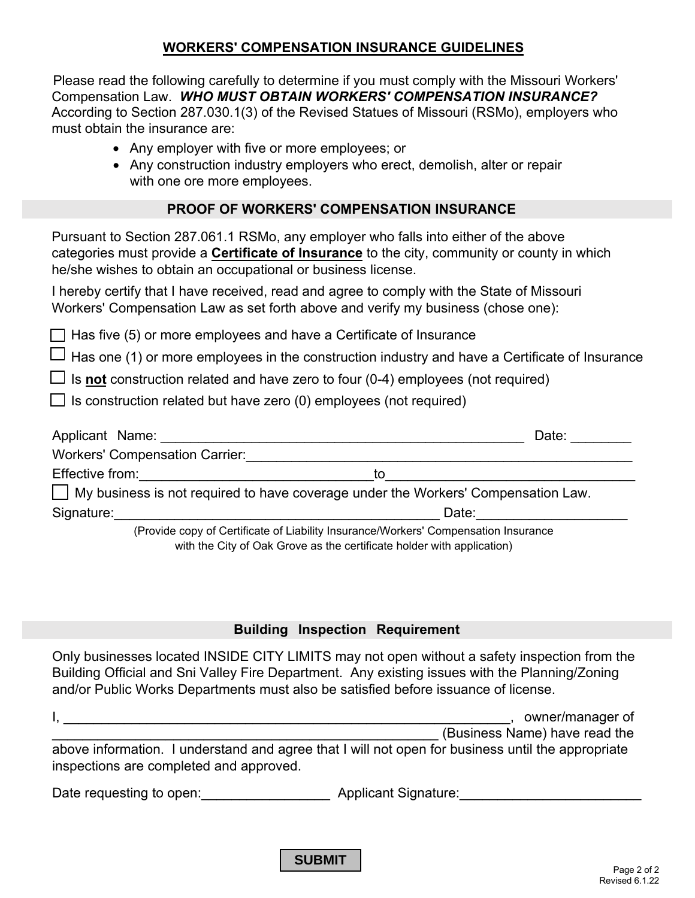## WORKERS' COMPENSATION INSURANCE GUIDELINES

Please read the following carefully to determine if you must comply with the Missouri Workers' Compensation Law. ***WHO MUST OBTAIN WORKERS' COMPENSATION INSURANCE?*** According to Section 287.030.1(3) of the Revised Statues of Missouri (RSMo), employers who must obtain the insurance are:

- Any employer with five or more employees; or
- Any construction industry employers who erect, demolish, alter or repair with one ore more employees.

## PROOF OF WORKERS' COMPENSATION INSURANCE

Pursuant to Section 287.061.1 RSMo, any employer who falls into either of the above categories must provide a **Certificate of Insurance** to the city, community or county in which he/she wishes to obtain an occupational or business license.

I hereby certify that I have received, read and agree to comply with the State of Missouri Workers' Compensation Law as set forth above and verify my business (chose one):

- ☐ Has five (5) or more employees and have a Certificate of Insurance
- ☐ Has one (1) or more employees in the construction industry and have a Certificate of Insurance
- ☐ Is **not** construction related and have zero to four (0-4) employees (not required)
- ☐ Is construction related but have zero (0) employees (not required)

Applicant Name: __________________________________________________ Date: ________

Workers' Compensation Carrier: ____________________________________________________

Effective from: ______________________________ to ________________________________

☐ My business is not required to have coverage under the Workers' Compensation Law.

Signature: ___________________________________________ Date: ___________________

(Provide copy of Certificate of Liability Insurance/Workers' Compensation Insurance with the City of Oak Grove as the certificate holder with application)

## Building Inspection Requirement

Only businesses located INSIDE CITY LIMITS may not open without a safety inspection from the Building Official and Sni Valley Fire Department. Any existing issues with the Planning/Zoning and/or Public Works Departments must also be satisfied before issuance of license.

I, ____________________________________________________________, owner/manager of ____________________________________________________ (Business Name) have read the above information. I understand and agree that I will not open for business until the appropriate inspections are completed and approved.

Date requesting to open: ________________ Applicant Signature: _______________________

SUBMIT

Revised 6.1.22